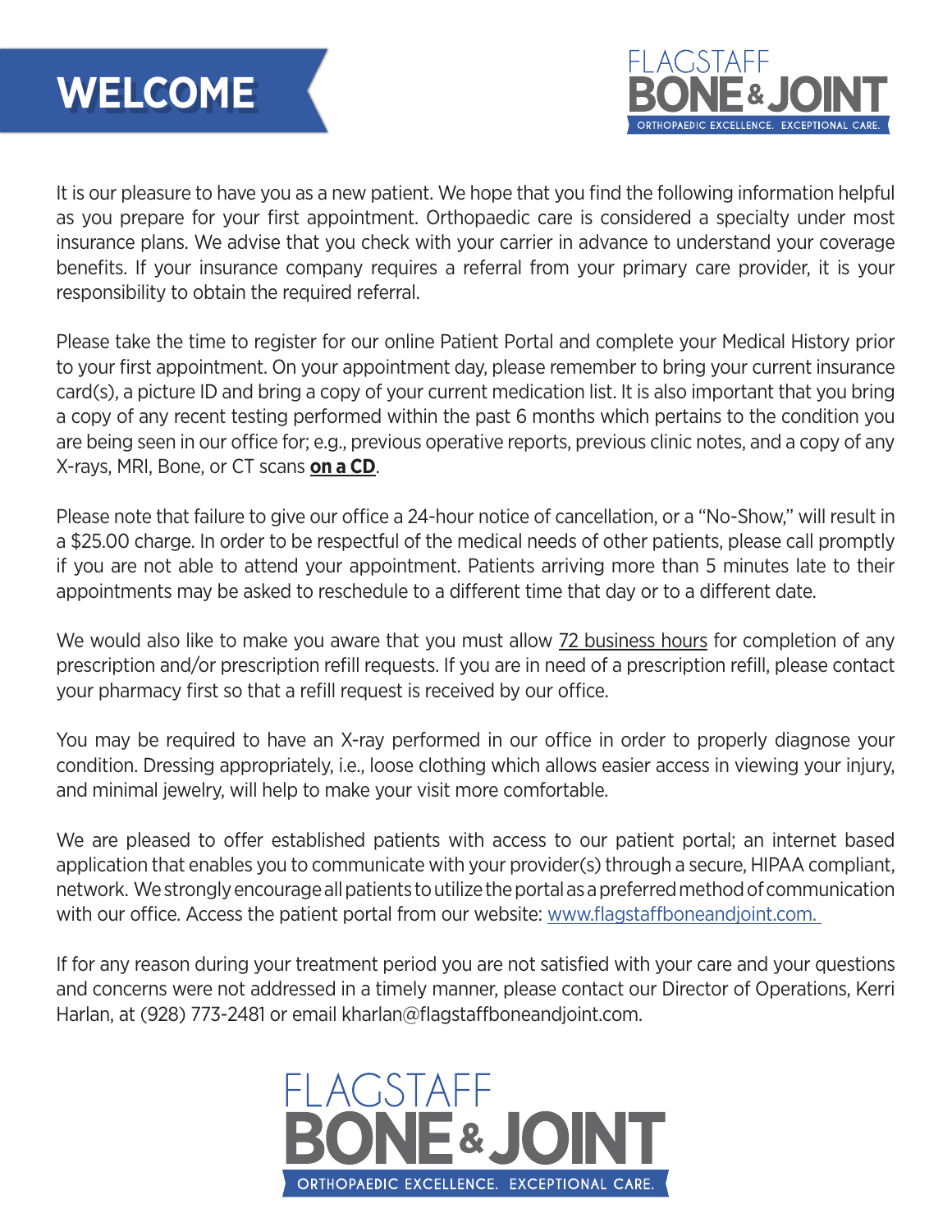# WELCOME

FLAGSTAFF
BONE & JOINT
ORTHOPAEDIC EXCELLENCE. EXCEPTIONAL CARE.

It is our pleasure to have you as a new patient. We hope that you find the following information helpful as you prepare for your first appointment. Orthopaedic care is considered a specialty under most insurance plans. We advise that you check with your carrier in advance to understand your coverage benefits. If your insurance company requires a referral from your primary care provider, it is your responsibility to obtain the required referral.

Please take the time to register for our online Patient Portal and complete your Medical History prior to your first appointment. On your appointment day, please remember to bring your current insurance card(s), a picture ID and bring a copy of your current medication list. It is also important that you bring a copy of any recent testing performed within the past 6 months which pertains to the condition you are being seen in our office for; e.g., previous operative reports, previous clinic notes, and a copy of any X-rays, MRI, Bone, or CT scans **on a CD**.

Please note that failure to give our office a 24-hour notice of cancellation, or a "No-Show," will result in a $25.00 charge. In order to be respectful of the medical needs of other patients, please call promptly if you are not able to attend your appointment. Patients arriving more than 5 minutes late to their appointments may be asked to reschedule to a different time that day or to a different date.

We would also like to make you aware that you must allow 72 business hours for completion of any prescription and/or prescription refill requests. If you are in need of a prescription refill, please contact your pharmacy first so that a refill request is received by our office.

You may be required to have an X-ray performed in our office in order to properly diagnose your condition. Dressing appropriately, i.e., loose clothing which allows easier access in viewing your injury, and minimal jewelry, will help to make your visit more comfortable.

We are pleased to offer established patients with access to our patient portal; an internet based application that enables you to communicate with your provider(s) through a secure, HIPAA compliant, network. We strongly encourage all patients to utilize the portal as a preferred method of communication with our office. Access the patient portal from our website: www.flagstaffboneandjoint.com.

If for any reason during your treatment period you are not satisfied with your care and your questions and concerns were not addressed in a timely manner, please contact our Director of Operations, Kerri Harlan, at (928) 773-2481 or email kharlan@flagstaffboneandjoint.com.

FLAGSTAFF
BONE & JOINT
ORTHOPAEDIC EXCELLENCE. EXCEPTIONAL CARE.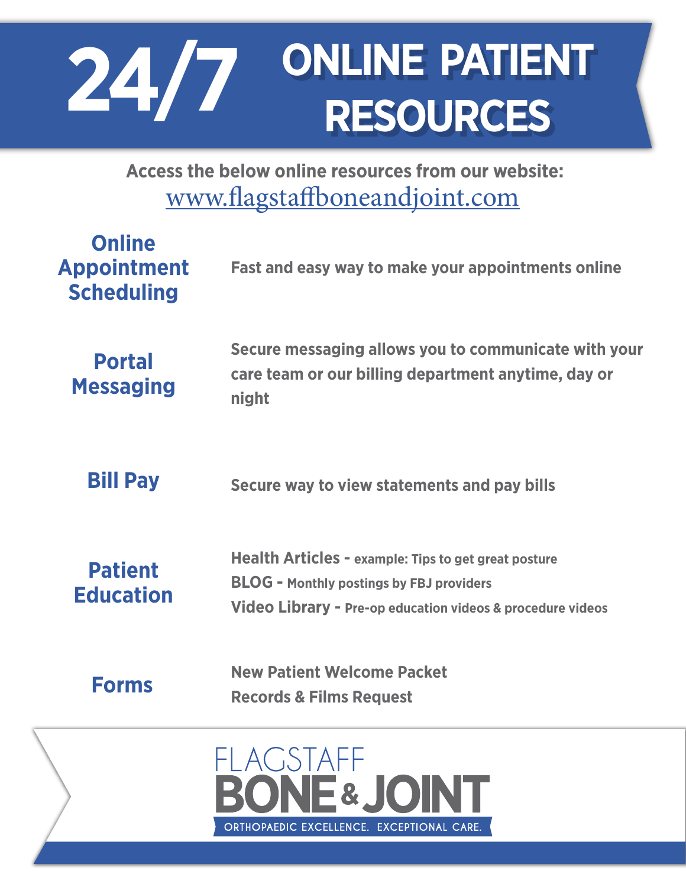# 24/7 ONLINE PATIENT RESOURCES

**Access the below online resources from our website:**
www.flagstaffboneandjoint.com

| | |
|---|---|
| **Online Appointment Scheduling** | Fast and easy way to make your appointments online |
| **Portal Messaging** | Secure messaging allows you to communicate with your care team or our billing department anytime, day or night |
| **Bill Pay** | Secure way to view statements and pay bills |
| **Patient Education** | **Health Articles** - example: Tips to get great posture<br>**BLOG** - Monthly postings by FBJ providers<br>**Video Library** - Pre-op education videos & procedure videos |
| **Forms** | New Patient Welcome Packet<br>Records & Films Request |

FLAGSTAFF
BONE & JOINT
ORTHOPAEDIC EXCELLENCE. EXCEPTIONAL CARE.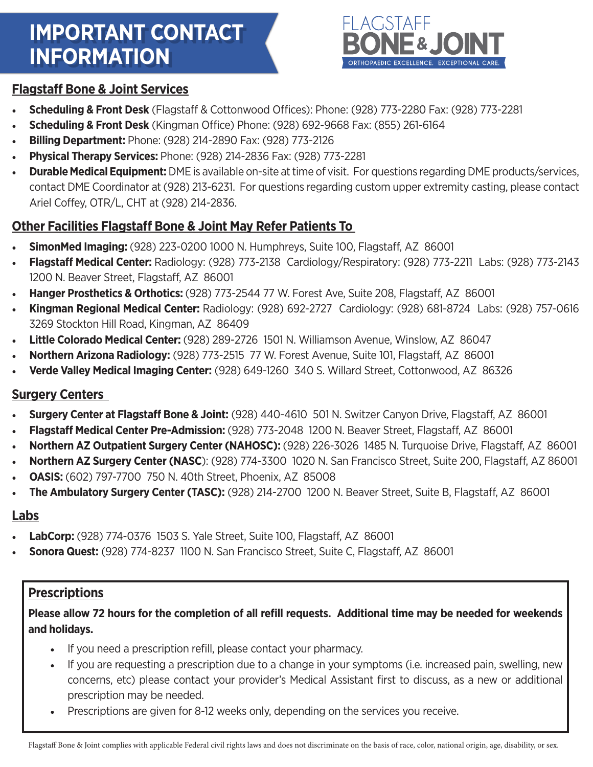# IMPORTANT CONTACT INFORMATION

FLAGSTAFF BONE & JOINT
ORTHOPAEDIC EXCELLENCE. EXCEPTIONAL CARE.

## Flagstaff Bone & Joint Services

- **Scheduling & Front Desk** (Flagstaff & Cottonwood Offices): Phone: (928) 773-2280 Fax: (928) 773-2281
- **Scheduling & Front Desk** (Kingman Office) Phone: (928) 692-9668 Fax: (855) 261-6164
- **Billing Department:** Phone: (928) 214-2890 Fax: (928) 773-2126
- **Physical Therapy Services:** Phone: (928) 214-2836 Fax: (928) 773-2281
- **Durable Medical Equipment:** DME is available on-site at time of visit. For questions regarding DME products/services, contact DME Coordinator at (928) 213-6231. For questions regarding custom upper extremity casting, please contact Ariel Coffey, OTR/L, CHT at (928) 214-2836.

## Other Facilities Flagstaff Bone & Joint May Refer Patients To

- **SimonMed Imaging:** (928) 223-0200 1000 N. Humphreys, Suite 100, Flagstaff, AZ 86001
- **Flagstaff Medical Center:** Radiology: (928) 773-2138 Cardiology/Respiratory: (928) 773-2211 Labs: (928) 773-2143 1200 N. Beaver Street, Flagstaff, AZ 86001
- **Hanger Prosthetics & Orthotics:** (928) 773-2544 77 W. Forest Ave, Suite 208, Flagstaff, AZ 86001
- **Kingman Regional Medical Center:** Radiology: (928) 692-2727 Cardiology: (928) 681-8724 Labs: (928) 757-0616 3269 Stockton Hill Road, Kingman, AZ 86409
- **Little Colorado Medical Center:** (928) 289-2726 1501 N. Williamson Avenue, Winslow, AZ 86047
- **Northern Arizona Radiology:** (928) 773-2515 77 W. Forest Avenue, Suite 101, Flagstaff, AZ 86001
- **Verde Valley Medical Imaging Center:** (928) 649-1260 340 S. Willard Street, Cottonwood, AZ 86326

## Surgery Centers

- **Surgery Center at Flagstaff Bone & Joint:** (928) 440-4610 501 N. Switzer Canyon Drive, Flagstaff, AZ 86001
- **Flagstaff Medical Center Pre-Admission:** (928) 773-2048 1200 N. Beaver Street, Flagstaff, AZ 86001
- **Northern AZ Outpatient Surgery Center (NAHOSC):** (928) 226-3026 1485 N. Turquoise Drive, Flagstaff, AZ 86001
- **Northern AZ Surgery Center (NASC**): (928) 774-3300 1020 N. San Francisco Street, Suite 200, Flagstaff, AZ 86001
- **OASIS:** (602) 797-7700 750 N. 40th Street, Phoenix, AZ 85008
- **The Ambulatory Surgery Center (TASC):** (928) 214-2700 1200 N. Beaver Street, Suite B, Flagstaff, AZ 86001

## Labs

- **LabCorp:** (928) 774-0376 1503 S. Yale Street, Suite 100, Flagstaff, AZ 86001
- **Sonora Quest:** (928) 774-8237 1100 N. San Francisco Street, Suite C, Flagstaff, AZ 86001

## Prescriptions

**Please allow 72 hours for the completion of all refill requests. Additional time may be needed for weekends and holidays.**

- If you need a prescription refill, please contact your pharmacy.
- If you are requesting a prescription due to a change in your symptoms (i.e. increased pain, swelling, new concerns, etc) please contact your provider's Medical Assistant first to discuss, as a new or additional prescription may be needed.
- Prescriptions are given for 8-12 weeks only, depending on the services you receive.

Flagstaff Bone & Joint complies with applicable Federal civil rights laws and does not discriminate on the basis of race, color, national origin, age, disability, or sex.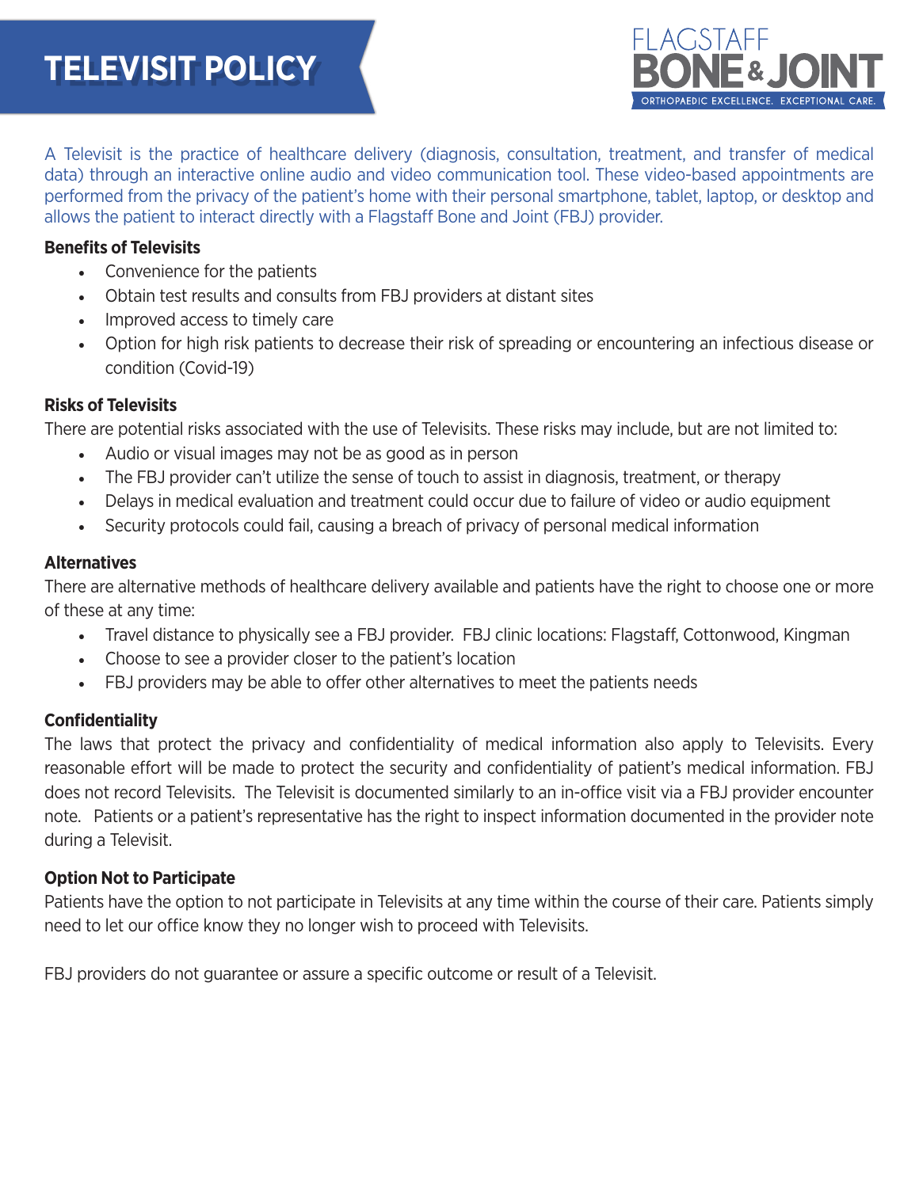# TELEVISIT POLICY

FLAGSTAFF BONE & JOINT
ORTHOPAEDIC EXCELLENCE. EXCEPTIONAL CARE.

A Televisit is the practice of healthcare delivery (diagnosis, consultation, treatment, and transfer of medical data) through an interactive online audio and video communication tool. These video-based appointments are performed from the privacy of the patient's home with their personal smartphone, tablet, laptop, or desktop and allows the patient to interact directly with a Flagstaff Bone and Joint (FBJ) provider.

**Benefits of Televisits**

- Convenience for the patients
- Obtain test results and consults from FBJ providers at distant sites
- Improved access to timely care
- Option for high risk patients to decrease their risk of spreading or encountering an infectious disease or condition (Covid-19)

**Risks of Televisits**

There are potential risks associated with the use of Televisits. These risks may include, but are not limited to:

- Audio or visual images may not be as good as in person
- The FBJ provider can't utilize the sense of touch to assist in diagnosis, treatment, or therapy
- Delays in medical evaluation and treatment could occur due to failure of video or audio equipment
- Security protocols could fail, causing a breach of privacy of personal medical information

**Alternatives**

There are alternative methods of healthcare delivery available and patients have the right to choose one or more of these at any time:

- Travel distance to physically see a FBJ provider. FBJ clinic locations: Flagstaff, Cottonwood, Kingman
- Choose to see a provider closer to the patient's location
- FBJ providers may be able to offer other alternatives to meet the patients needs

**Confidentiality**

The laws that protect the privacy and confidentiality of medical information also apply to Televisits. Every reasonable effort will be made to protect the security and confidentiality of patient's medical information. FBJ does not record Televisits. The Televisit is documented similarly to an in-office visit via a FBJ provider encounter note. Patients or a patient's representative has the right to inspect information documented in the provider note during a Televisit.

**Option Not to Participate**

Patients have the option to not participate in Televisits at any time within the course of their care. Patients simply need to let our office know they no longer wish to proceed with Televisits.

FBJ providers do not guarantee or assure a specific outcome or result of a Televisit.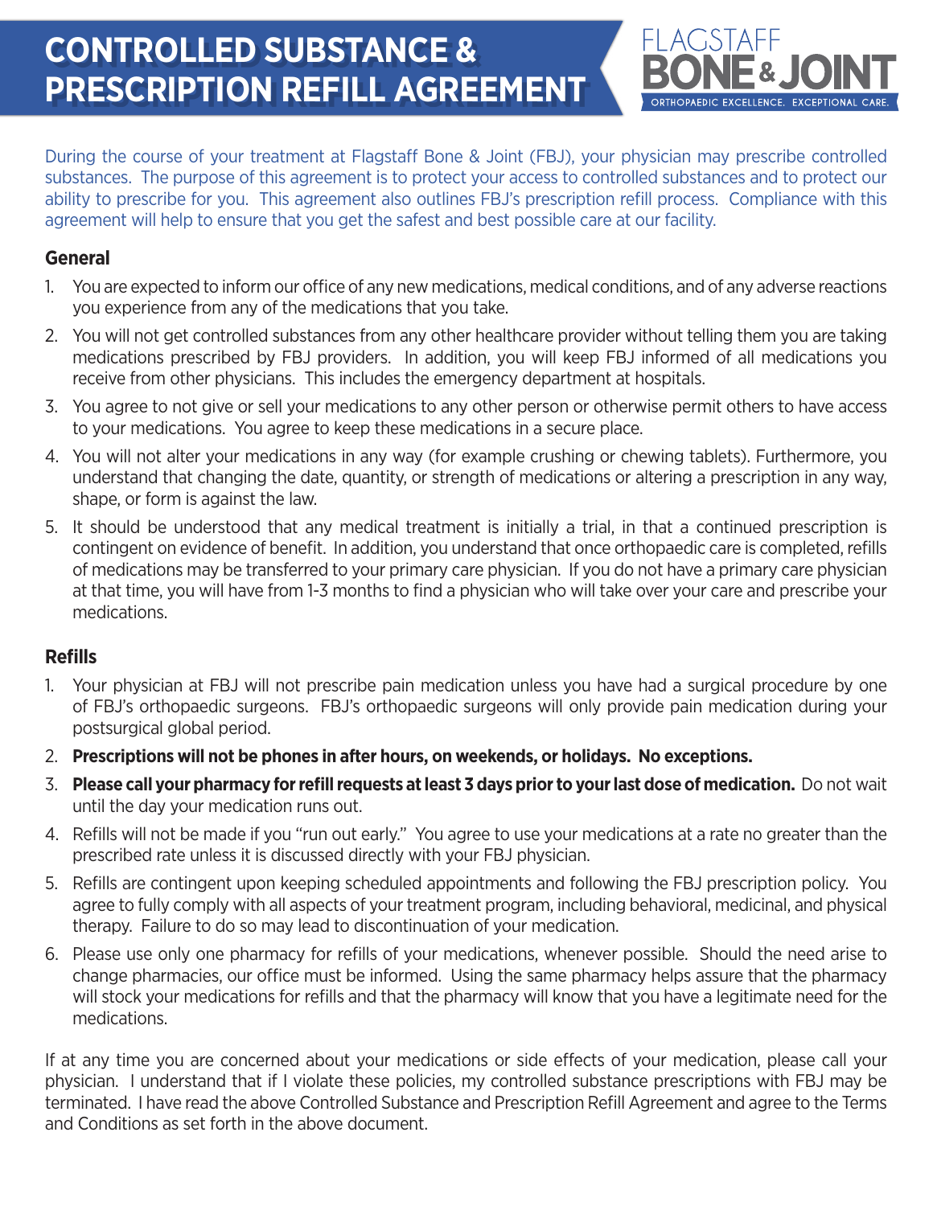# CONTROLLED SUBSTANCE & PRESCRIPTION REFILL AGREEMENT

FLAGSTAFF BONE & JOINT
ORTHOPAEDIC EXCELLENCE. EXCEPTIONAL CARE.

During the course of your treatment at Flagstaff Bone & Joint (FBJ), your physician may prescribe controlled substances. The purpose of this agreement is to protect your access to controlled substances and to protect our ability to prescribe for you. This agreement also outlines FBJ's prescription refill process. Compliance with this agreement will help to ensure that you get the safest and best possible care at our facility.

## General

1. You are expected to inform our office of any new medications, medical conditions, and of any adverse reactions you experience from any of the medications that you take.
2. You will not get controlled substances from any other healthcare provider without telling them you are taking medications prescribed by FBJ providers. In addition, you will keep FBJ informed of all medications you receive from other physicians. This includes the emergency department at hospitals.
3. You agree to not give or sell your medications to any other person or otherwise permit others to have access to your medications. You agree to keep these medications in a secure place.
4. You will not alter your medications in any way (for example crushing or chewing tablets). Furthermore, you understand that changing the date, quantity, or strength of medications or altering a prescription in any way, shape, or form is against the law.
5. It should be understood that any medical treatment is initially a trial, in that a continued prescription is contingent on evidence of benefit. In addition, you understand that once orthopaedic care is completed, refills of medications may be transferred to your primary care physician. If you do not have a primary care physician at that time, you will have from 1-3 months to find a physician who will take over your care and prescribe your medications.

## Refills

1. Your physician at FBJ will not prescribe pain medication unless you have had a surgical procedure by one of FBJ's orthopaedic surgeons. FBJ's orthopaedic surgeons will only provide pain medication during your postsurgical global period.
2. **Prescriptions will not be phones in after hours, on weekends, or holidays. No exceptions.**
3. **Please call your pharmacy for refill requests at least 3 days prior to your last dose of medication.** Do not wait until the day your medication runs out.
4. Refills will not be made if you "run out early." You agree to use your medications at a rate no greater than the prescribed rate unless it is discussed directly with your FBJ physician.
5. Refills are contingent upon keeping scheduled appointments and following the FBJ prescription policy. You agree to fully comply with all aspects of your treatment program, including behavioral, medicinal, and physical therapy. Failure to do so may lead to discontinuation of your medication.
6. Please use only one pharmacy for refills of your medications, whenever possible. Should the need arise to change pharmacies, our office must be informed. Using the same pharmacy helps assure that the pharmacy will stock your medications for refills and that the pharmacy will know that you have a legitimate need for the medications.

If at any time you are concerned about your medications or side effects of your medication, please call your physician. I understand that if I violate these policies, my controlled substance prescriptions with FBJ may be terminated. I have read the above Controlled Substance and Prescription Refill Agreement and agree to the Terms and Conditions as set forth in the above document.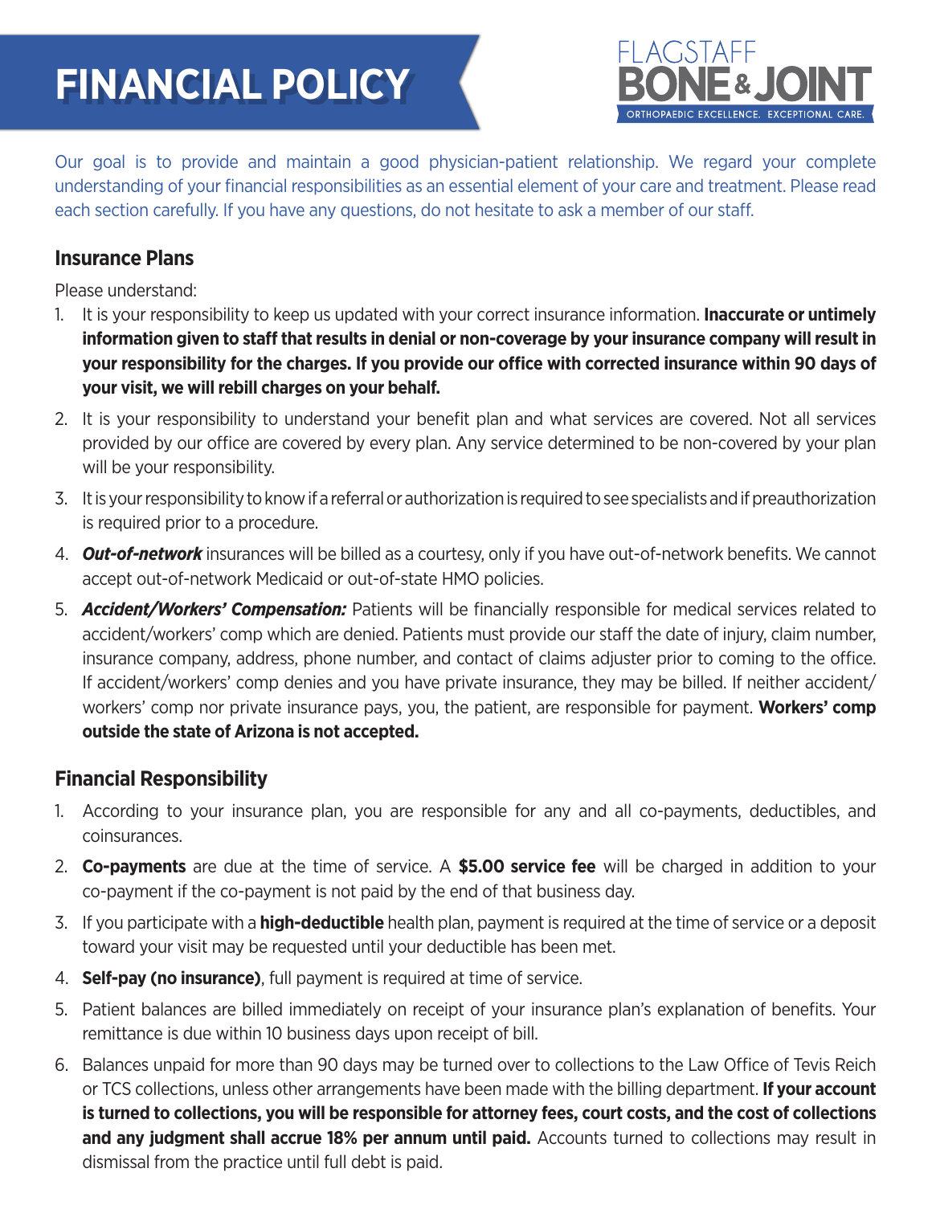# FINANCIAL POLICY

FLAGSTAFF BONE & JOINT

ORTHOPAEDIC EXCELLENCE. EXCEPTIONAL CARE.

Our goal is to provide and maintain a good physician-patient relationship. We regard your complete understanding of your financial responsibilities as an essential element of your care and treatment. Please read each section carefully. If you have any questions, do not hesitate to ask a member of our staff.

## Insurance Plans

Please understand:

1. It is your responsibility to keep us updated with your correct insurance information. **Inaccurate or untimely information given to staff that results in denial or non-coverage by your insurance company will result in your responsibility for the charges. If you provide our office with corrected insurance within 90 days of your visit, we will rebill charges on your behalf.**
2. It is your responsibility to understand your benefit plan and what services are covered. Not all services provided by our office are covered by every plan. Any service determined to be non-covered by your plan will be your responsibility.
3. It is your responsibility to know if a referral or authorization is required to see specialists and if preauthorization is required prior to a procedure.
4. ***Out-of-network*** insurances will be billed as a courtesy, only if you have out-of-network benefits. We cannot accept out-of-network Medicaid or out-of-state HMO policies.
5. ***Accident/Workers' Compensation:*** Patients will be financially responsible for medical services related to accident/workers' comp which are denied. Patients must provide our staff the date of injury, claim number, insurance company, address, phone number, and contact of claims adjuster prior to coming to the office. If accident/workers' comp denies and you have private insurance, they may be billed. If neither accident/ workers' comp nor private insurance pays, you, the patient, are responsible for payment. **Workers' comp outside the state of Arizona is not accepted.**

## Financial Responsibility

1. According to your insurance plan, you are responsible for any and all co-payments, deductibles, and coinsurances.
2. **Co-payments** are due at the time of service. A **$5.00 service fee** will be charged in addition to your co-payment if the co-payment is not paid by the end of that business day.
3. If you participate with a **high-deductible** health plan, payment is required at the time of service or a deposit toward your visit may be requested until your deductible has been met.
4. **Self-pay (no insurance)**, full payment is required at time of service.
5. Patient balances are billed immediately on receipt of your insurance plan's explanation of benefits. Your remittance is due within 10 business days upon receipt of bill.
6. Balances unpaid for more than 90 days may be turned over to collections to the Law Office of Tevis Reich or TCS collections, unless other arrangements have been made with the billing department. **If your account is turned to collections, you will be responsible for attorney fees, court costs, and the cost of collections and any judgment shall accrue 18% per annum until paid.** Accounts turned to collections may result in dismissal from the practice until full debt is paid.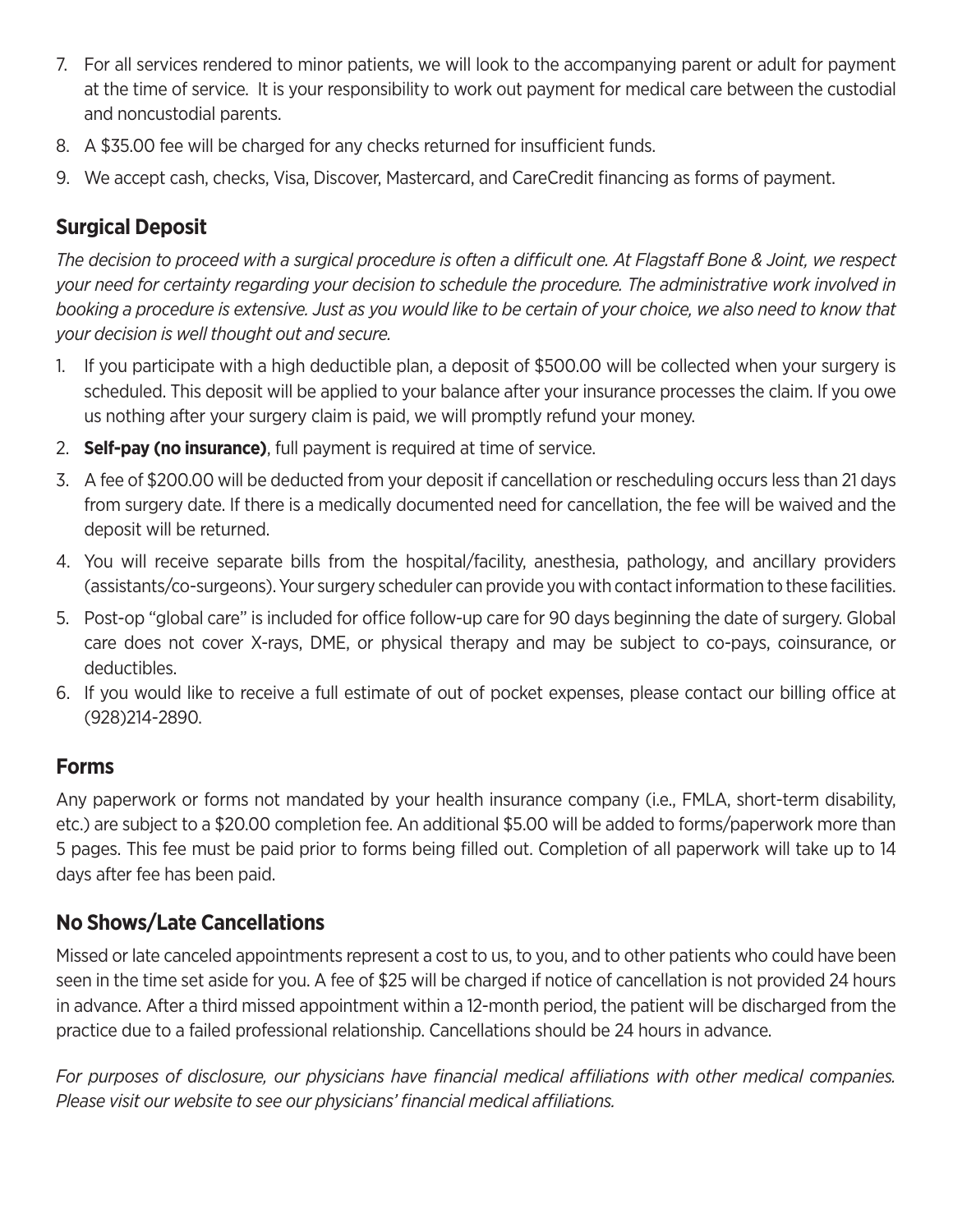7. For all services rendered to minor patients, we will look to the accompanying parent or adult for payment at the time of service. It is your responsibility to work out payment for medical care between the custodial and noncustodial parents.
8. A $35.00 fee will be charged for any checks returned for insufficient funds.
9. We accept cash, checks, Visa, Discover, Mastercard, and CareCredit financing as forms of payment.

## Surgical Deposit

*The decision to proceed with a surgical procedure is often a difficult one. At Flagstaff Bone & Joint, we respect your need for certainty regarding your decision to schedule the procedure. The administrative work involved in booking a procedure is extensive. Just as you would like to be certain of your choice, we also need to know that your decision is well thought out and secure.*

1. If you participate with a high deductible plan, a deposit of $500.00 will be collected when your surgery is scheduled. This deposit will be applied to your balance after your insurance processes the claim. If you owe us nothing after your surgery claim is paid, we will promptly refund your money.
2. **Self-pay (no insurance)**, full payment is required at time of service.
3. A fee of $200.00 will be deducted from your deposit if cancellation or rescheduling occurs less than 21 days from surgery date. If there is a medically documented need for cancellation, the fee will be waived and the deposit will be returned.
4. You will receive separate bills from the hospital/facility, anesthesia, pathology, and ancillary providers (assistants/co-surgeons). Your surgery scheduler can provide you with contact information to these facilities.
5. Post-op "global care" is included for office follow-up care for 90 days beginning the date of surgery. Global care does not cover X-rays, DME, or physical therapy and may be subject to co-pays, coinsurance, or deductibles.
6. If you would like to receive a full estimate of out of pocket expenses, please contact our billing office at (928)214-2890.

## Forms

Any paperwork or forms not mandated by your health insurance company (i.e., FMLA, short-term disability, etc.) are subject to a $20.00 completion fee. An additional $5.00 will be added to forms/paperwork more than 5 pages. This fee must be paid prior to forms being filled out. Completion of all paperwork will take up to 14 days after fee has been paid.

## No Shows/Late Cancellations

Missed or late canceled appointments represent a cost to us, to you, and to other patients who could have been seen in the time set aside for you. A fee of $25 will be charged if notice of cancellation is not provided 24 hours in advance. After a third missed appointment within a 12-month period, the patient will be discharged from the practice due to a failed professional relationship. Cancellations should be 24 hours in advance.

*For purposes of disclosure, our physicians have financial medical affiliations with other medical companies. Please visit our website to see our physicians' financial medical affiliations.*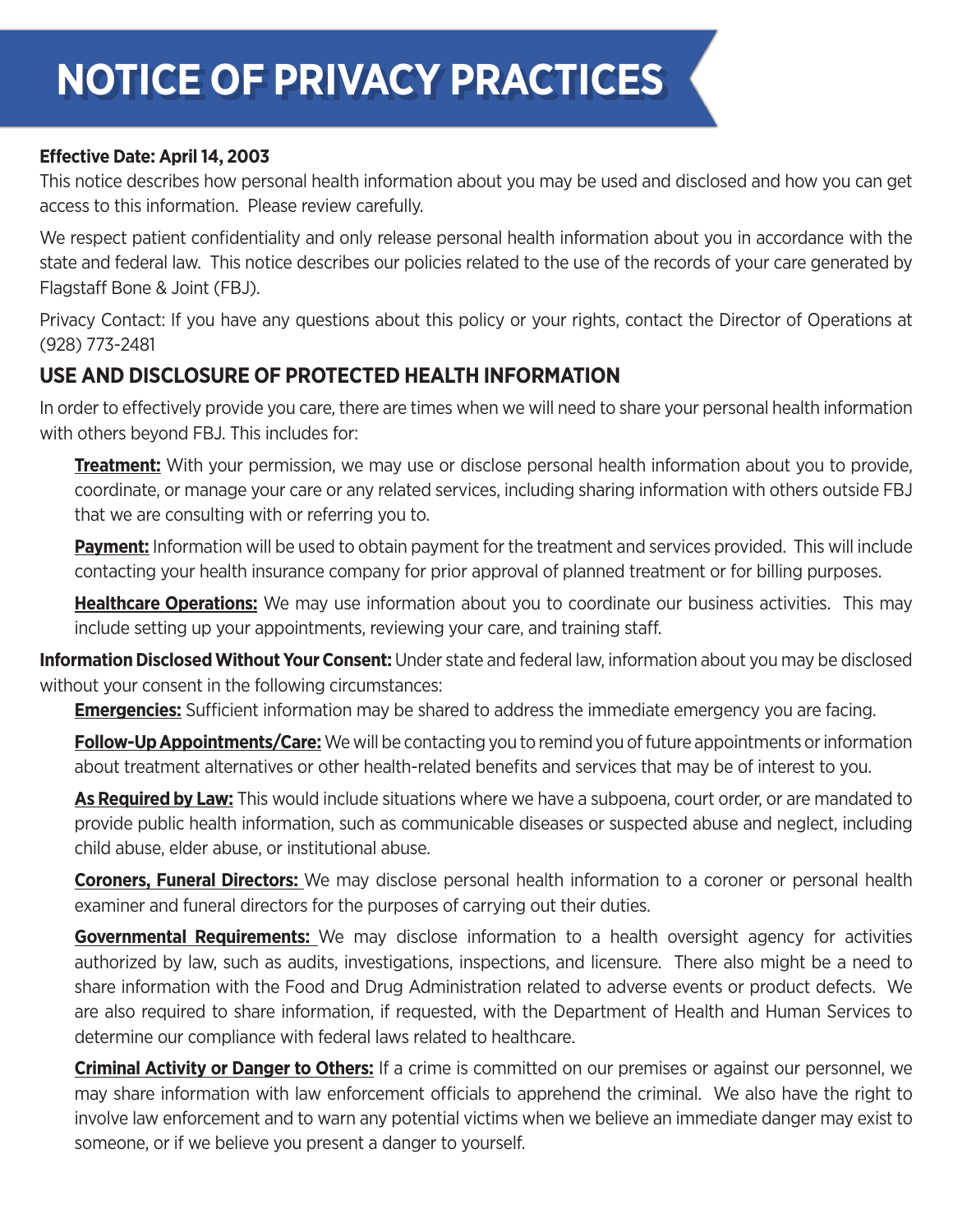# NOTICE OF PRIVACY PRACTICES

**Effective Date: April 14, 2003**

This notice describes how personal health information about you may be used and disclosed and how you can get access to this information. Please review carefully.

We respect patient confidentiality and only release personal health information about you in accordance with the state and federal law. This notice describes our policies related to the use of the records of your care generated by Flagstaff Bone & Joint (FBJ).

Privacy Contact: If you have any questions about this policy or your rights, contact the Director of Operations at (928) 773-2481

## USE AND DISCLOSURE OF PROTECTED HEALTH INFORMATION

In order to effectively provide you care, there are times when we will need to share your personal health information with others beyond FBJ. This includes for:

**Treatment:** With your permission, we may use or disclose personal health information about you to provide, coordinate, or manage your care or any related services, including sharing information with others outside FBJ that we are consulting with or referring you to.

**Payment:** Information will be used to obtain payment for the treatment and services provided. This will include contacting your health insurance company for prior approval of planned treatment or for billing purposes.

**Healthcare Operations:** We may use information about you to coordinate our business activities. This may include setting up your appointments, reviewing your care, and training staff.

**Information Disclosed Without Your Consent:** Under state and federal law, information about you may be disclosed without your consent in the following circumstances:

**Emergencies:** Sufficient information may be shared to address the immediate emergency you are facing.

**Follow-Up Appointments/Care:** We will be contacting you to remind you of future appointments or information about treatment alternatives or other health-related benefits and services that may be of interest to you.

**As Required by Law:** This would include situations where we have a subpoena, court order, or are mandated to provide public health information, such as communicable diseases or suspected abuse and neglect, including child abuse, elder abuse, or institutional abuse.

**Coroners, Funeral Directors:** We may disclose personal health information to a coroner or personal health examiner and funeral directors for the purposes of carrying out their duties.

**Governmental Requirements:** We may disclose information to a health oversight agency for activities authorized by law, such as audits, investigations, inspections, and licensure. There also might be a need to share information with the Food and Drug Administration related to adverse events or product defects. We are also required to share information, if requested, with the Department of Health and Human Services to determine our compliance with federal laws related to healthcare.

**Criminal Activity or Danger to Others:** If a crime is committed on our premises or against our personnel, we may share information with law enforcement officials to apprehend the criminal. We also have the right to involve law enforcement and to warn any potential victims when we believe an immediate danger may exist to someone, or if we believe you present a danger to yourself.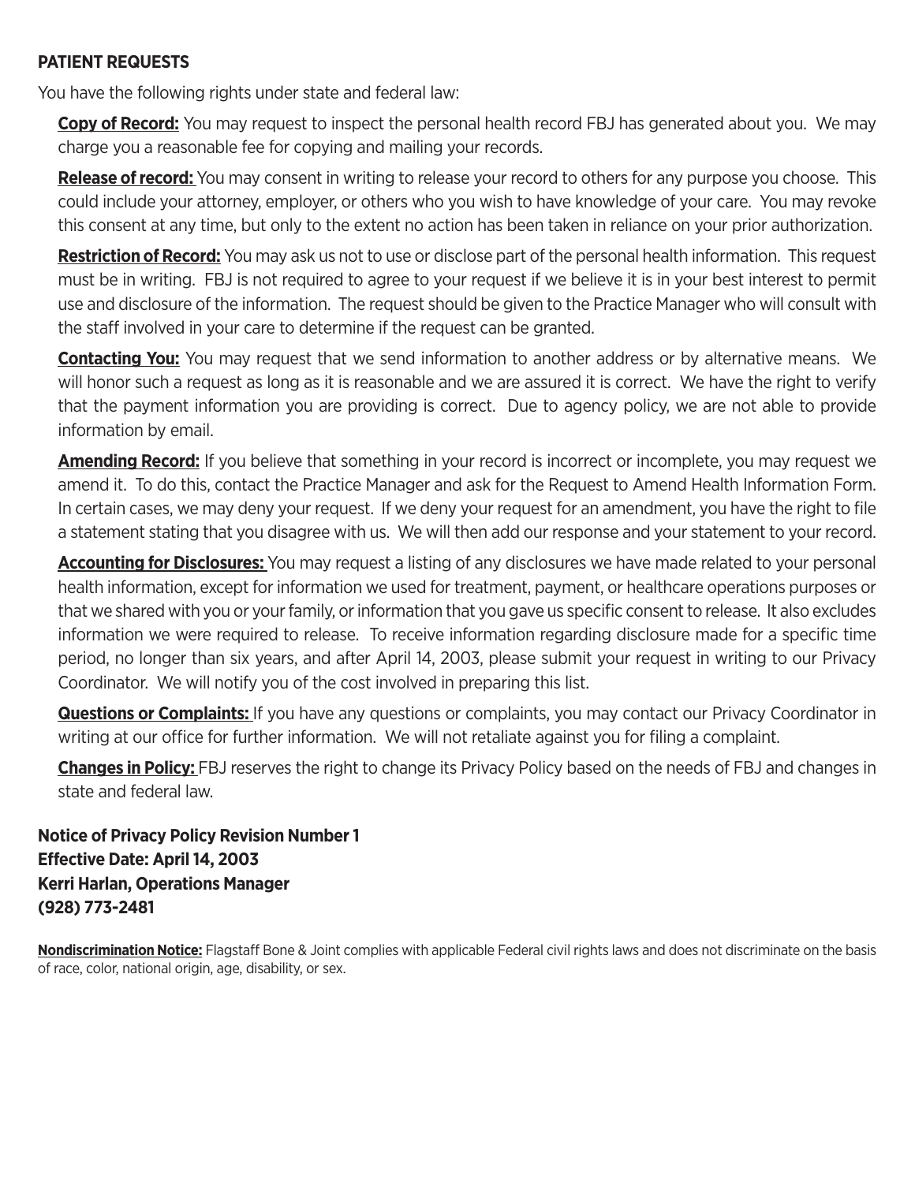**PATIENT REQUESTS**

You have the following rights under state and federal law:

**Copy of Record:** You may request to inspect the personal health record FBJ has generated about you. We may charge you a reasonable fee for copying and mailing your records.

**Release of record:** You may consent in writing to release your record to others for any purpose you choose. This could include your attorney, employer, or others who you wish to have knowledge of your care. You may revoke this consent at any time, but only to the extent no action has been taken in reliance on your prior authorization.

**Restriction of Record:** You may ask us not to use or disclose part of the personal health information. This request must be in writing. FBJ is not required to agree to your request if we believe it is in your best interest to permit use and disclosure of the information. The request should be given to the Practice Manager who will consult with the staff involved in your care to determine if the request can be granted.

**Contacting You:** You may request that we send information to another address or by alternative means. We will honor such a request as long as it is reasonable and we are assured it is correct. We have the right to verify that the payment information you are providing is correct. Due to agency policy, we are not able to provide information by email.

**Amending Record:** If you believe that something in your record is incorrect or incomplete, you may request we amend it. To do this, contact the Practice Manager and ask for the Request to Amend Health Information Form. In certain cases, we may deny your request. If we deny your request for an amendment, you have the right to file a statement stating that you disagree with us. We will then add our response and your statement to your record.

**Accounting for Disclosures:** You may request a listing of any disclosures we have made related to your personal health information, except for information we used for treatment, payment, or healthcare operations purposes or that we shared with you or your family, or information that you gave us specific consent to release. It also excludes information we were required to release. To receive information regarding disclosure made for a specific time period, no longer than six years, and after April 14, 2003, please submit your request in writing to our Privacy Coordinator. We will notify you of the cost involved in preparing this list.

**Questions or Complaints:** If you have any questions or complaints, you may contact our Privacy Coordinator in writing at our office for further information. We will not retaliate against you for filing a complaint.

**Changes in Policy:** FBJ reserves the right to change its Privacy Policy based on the needs of FBJ and changes in state and federal law.

**Notice of Privacy Policy Revision Number 1**
**Effective Date: April 14, 2003**
**Kerri Harlan, Operations Manager**
**(928) 773-2481**

**Nondiscrimination Notice:** Flagstaff Bone & Joint complies with applicable Federal civil rights laws and does not discriminate on the basis of race, color, national origin, age, disability, or sex.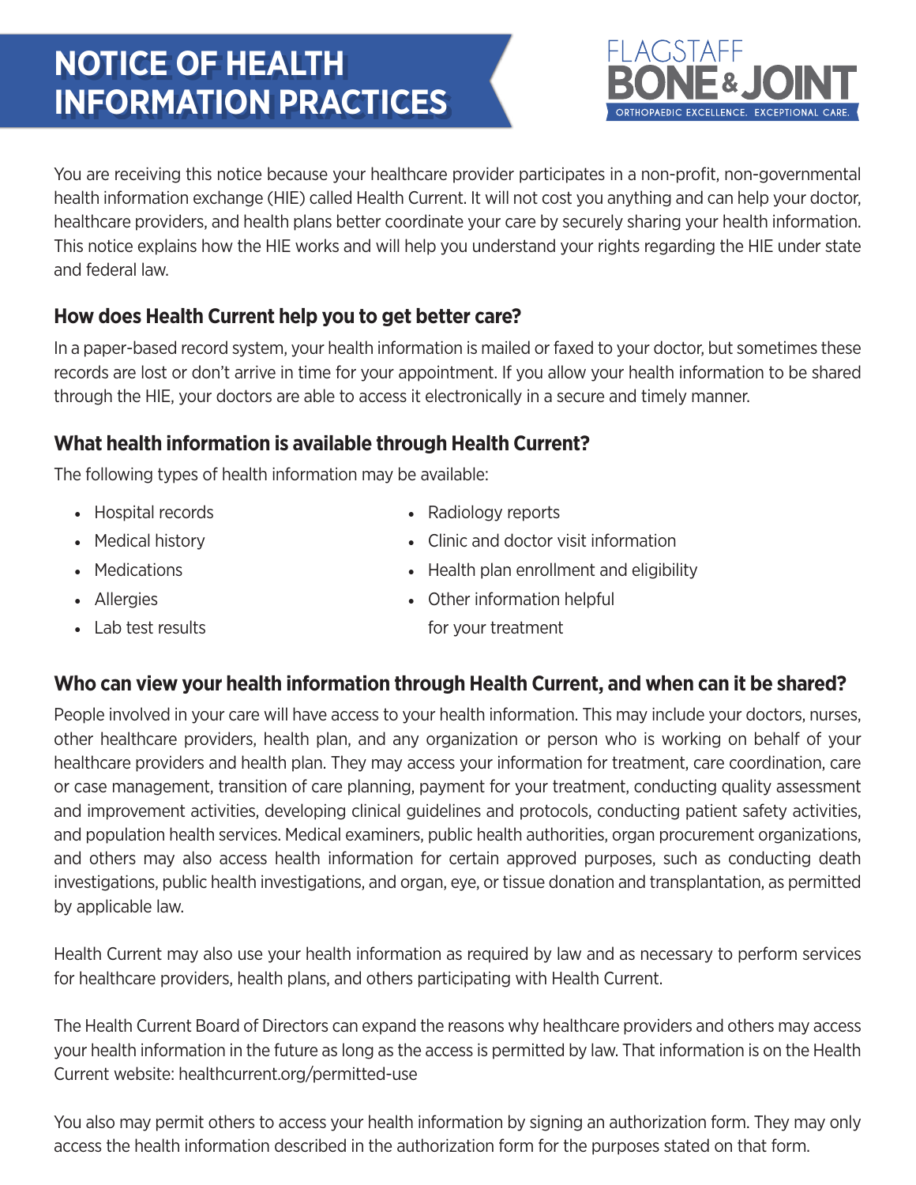# NOTICE OF HEALTH INFORMATION PRACTICES

FLAGSTAFF BONE & JOINT
ORTHOPAEDIC EXCELLENCE. EXCEPTIONAL CARE.

You are receiving this notice because your healthcare provider participates in a non-profit, non-governmental health information exchange (HIE) called Health Current. It will not cost you anything and can help your doctor, healthcare providers, and health plans better coordinate your care by securely sharing your health information. This notice explains how the HIE works and will help you understand your rights regarding the HIE under state and federal law.

### How does Health Current help you to get better care?

In a paper-based record system, your health information is mailed or faxed to your doctor, but sometimes these records are lost or don't arrive in time for your appointment. If you allow your health information to be shared through the HIE, your doctors are able to access it electronically in a secure and timely manner.

### What health information is available through Health Current?

The following types of health information may be available:

- Hospital records
- Medical history
- Medications
- Allergies
- Lab test results
- Radiology reports
- Clinic and doctor visit information
- Health plan enrollment and eligibility
- Other information helpful for your treatment

### Who can view your health information through Health Current, and when can it be shared?

People involved in your care will have access to your health information. This may include your doctors, nurses, other healthcare providers, health plan, and any organization or person who is working on behalf of your healthcare providers and health plan. They may access your information for treatment, care coordination, care or case management, transition of care planning, payment for your treatment, conducting quality assessment and improvement activities, developing clinical guidelines and protocols, conducting patient safety activities, and population health services. Medical examiners, public health authorities, organ procurement organizations, and others may also access health information for certain approved purposes, such as conducting death investigations, public health investigations, and organ, eye, or tissue donation and transplantation, as permitted by applicable law.

Health Current may also use your health information as required by law and as necessary to perform services for healthcare providers, health plans, and others participating with Health Current.

The Health Current Board of Directors can expand the reasons why healthcare providers and others may access your health information in the future as long as the access is permitted by law. That information is on the Health Current website: healthcurrent.org/permitted-use

You also may permit others to access your health information by signing an authorization form. They may only access the health information described in the authorization form for the purposes stated on that form.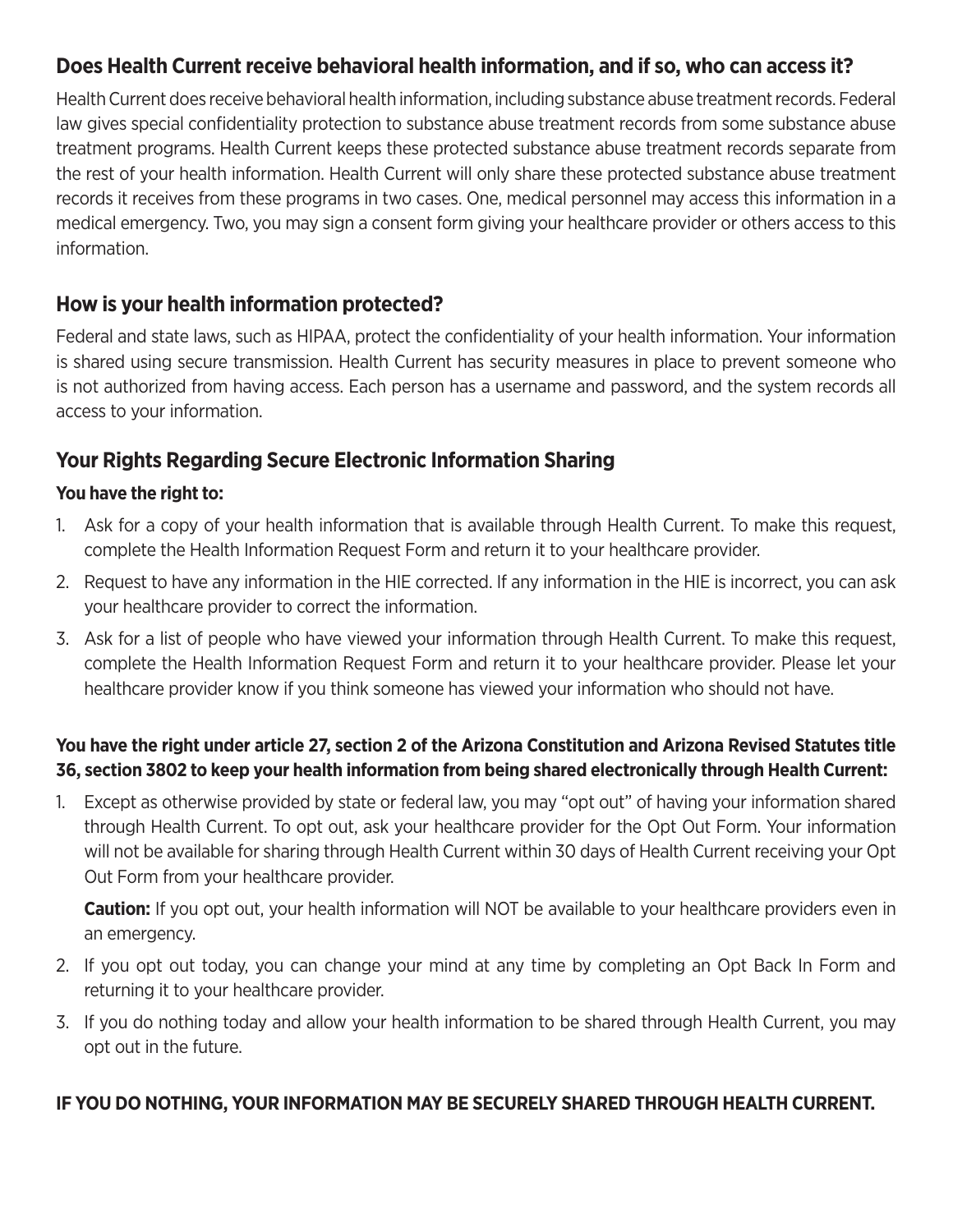## Does Health Current receive behavioral health information, and if so, who can access it?

Health Current does receive behavioral health information, including substance abuse treatment records. Federal law gives special confidentiality protection to substance abuse treatment records from some substance abuse treatment programs. Health Current keeps these protected substance abuse treatment records separate from the rest of your health information. Health Current will only share these protected substance abuse treatment records it receives from these programs in two cases. One, medical personnel may access this information in a medical emergency. Two, you may sign a consent form giving your healthcare provider or others access to this information.

## How is your health information protected?

Federal and state laws, such as HIPAA, protect the confidentiality of your health information. Your information is shared using secure transmission. Health Current has security measures in place to prevent someone who is not authorized from having access. Each person has a username and password, and the system records all access to your information.

## Your Rights Regarding Secure Electronic Information Sharing

**You have the right to:**

1. Ask for a copy of your health information that is available through Health Current. To make this request, complete the Health Information Request Form and return it to your healthcare provider.
2. Request to have any information in the HIE corrected. If any information in the HIE is incorrect, you can ask your healthcare provider to correct the information.
3. Ask for a list of people who have viewed your information through Health Current. To make this request, complete the Health Information Request Form and return it to your healthcare provider. Please let your healthcare provider know if you think someone has viewed your information who should not have.

**You have the right under article 27, section 2 of the Arizona Constitution and Arizona Revised Statutes title 36, section 3802 to keep your health information from being shared electronically through Health Current:**

1. Except as otherwise provided by state or federal law, you may "opt out" of having your information shared through Health Current. To opt out, ask your healthcare provider for the Opt Out Form. Your information will not be available for sharing through Health Current within 30 days of Health Current receiving your Opt Out Form from your healthcare provider.

   **Caution:** If you opt out, your health information will NOT be available to your healthcare providers even in an emergency.

2. If you opt out today, you can change your mind at any time by completing an Opt Back In Form and returning it to your healthcare provider.
3. If you do nothing today and allow your health information to be shared through Health Current, you may opt out in the future.

**IF YOU DO NOTHING, YOUR INFORMATION MAY BE SECURELY SHARED THROUGH HEALTH CURRENT.**